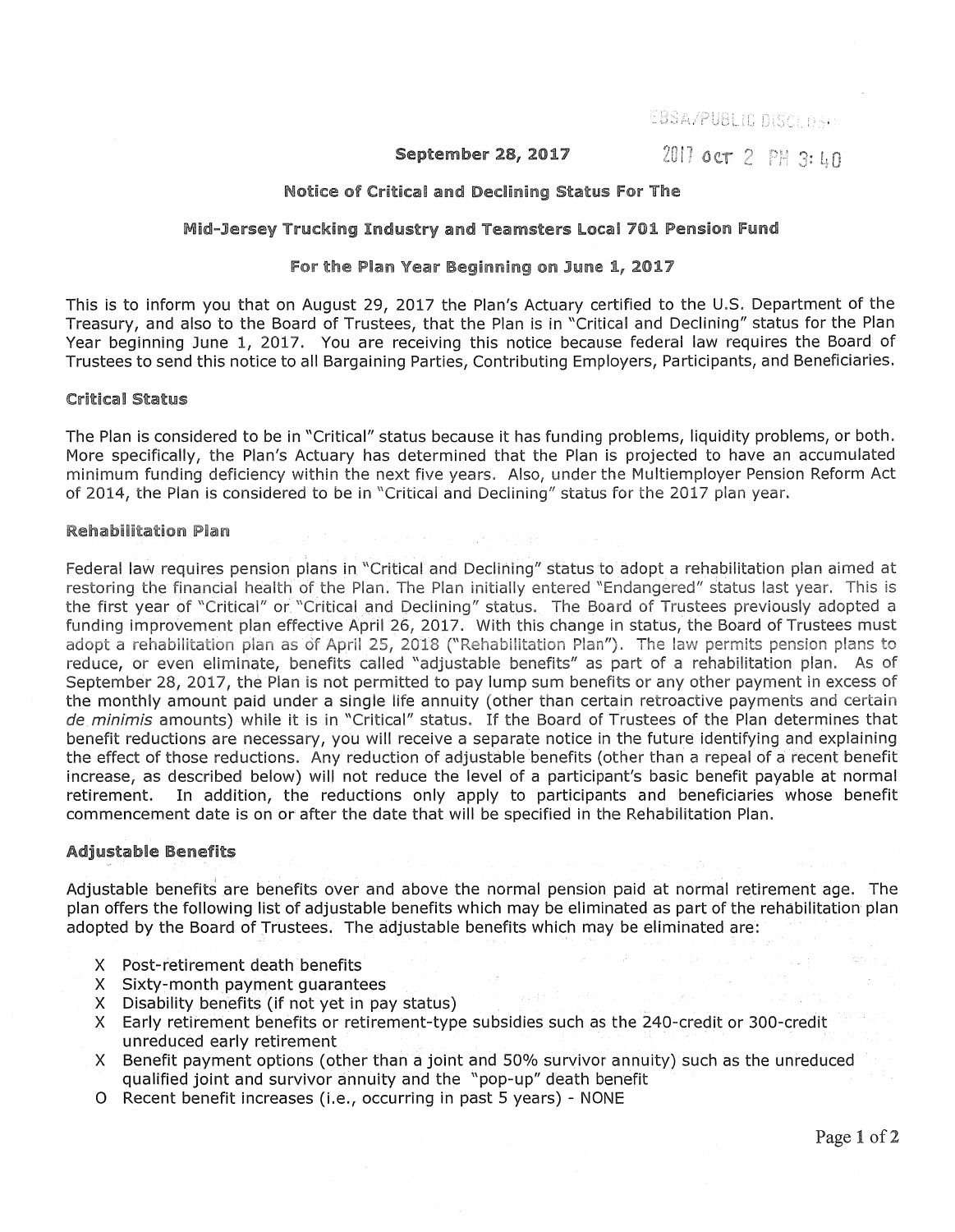EBSA/PUBLIC DISCLOSURE

**September 28, 2017**

2017 OCT 2 PM 3:40

## Notice of Critical and Declining Status For The

## Mid-Jersey Trucking Industry and Teamsters Local 701 Pension Fund

## For the Plan Year Beginning on June 1, 2017

This is to inform you that on August 29, 2017 the Plan's Actuary certified to the U.S. Department of the Treasury, and also to the Board of Trustees, that the Plan is in "Critical and Declining" status for the Plan Year beginning June 1, 2017. You are receiving this notice because federal law requires the Board of Trustees to send this notice to all Bargaining Parties, Contributing Employers, Participants, and Beneficiaries.

### Critical Status

The Plan is considered to be in "Critical" status because it has funding problems, liquidity problems, or both. More specifically, the Plan's Actuary has determined that the Plan is projected to have an accumulated minimum funding deficiency within the next five years. Also, under the Multiemployer Pension Reform Act of 2014, the Plan is considered to be in "Critical and Declining" status for the 2017 plan year.

### Rehabilitation Plan

Federal law requires pension plans in "Critical and Declining" status to adopt a rehabilitation plan aimed at restoring the financial health of the Plan. The Plan initially entered "Endangered" status last year. This is the first year of "Critical" or "Critical and Declining" status. The Board of Trustees previously adopted a funding improvement plan effective April 26, 2017. With this change in status, the Board of Trustees must adopt a rehabilitation plan as of April 25, 2018 ("Rehabilitation Plan"). The law permits pension plans to reduce, or even eliminate, benefits called "adjustable benefits" as part of a rehabilitation plan. As of September 28, 2017, the Plan is not permitted to pay lump sum benefits or any other payment in excess of the monthly amount paid under a single life annuity (other than certain retroactive payments and certain *de minimis* amounts) while it is in "Critical" status. If the Board of Trustees of the Plan determines that benefit reductions are necessary, you will receive a separate notice in the future identifying and explaining the effect of those reductions. Any reduction of adjustable benefits (other than a repeal of a recent benefit increase, as described below) will not reduce the level of a participant's basic benefit payable at normal retirement. In addition, the reductions only apply to participants and beneficiaries whose benefit commencement date is on or after the date that will be specified in the Rehabilitation Plan.

### Adjustable Benefits

Adjustable benefits are benefits over and above the normal pension paid at normal retirement age. The plan offers the following list of adjustable benefits which may be eliminated as part of the rehabilitation plan adopted by the Board of Trustees. The adjustable benefits which may be eliminated are:

- X Post-retirement death benefits
- X Sixty-month payment guarantees
- X Disability benefits (if not yet in pay status)
- X Early retirement benefits or retirement-type subsidies such as the 240-credit or 300-credit unreduced early retirement
- X Benefit payment options (other than a joint and 50% survivor annuity) such as the unreduced qualified joint and survivor annuity and the "pop-up" death benefit
- O Recent benefit increases (i.e., occurring in past 5 years) - NONE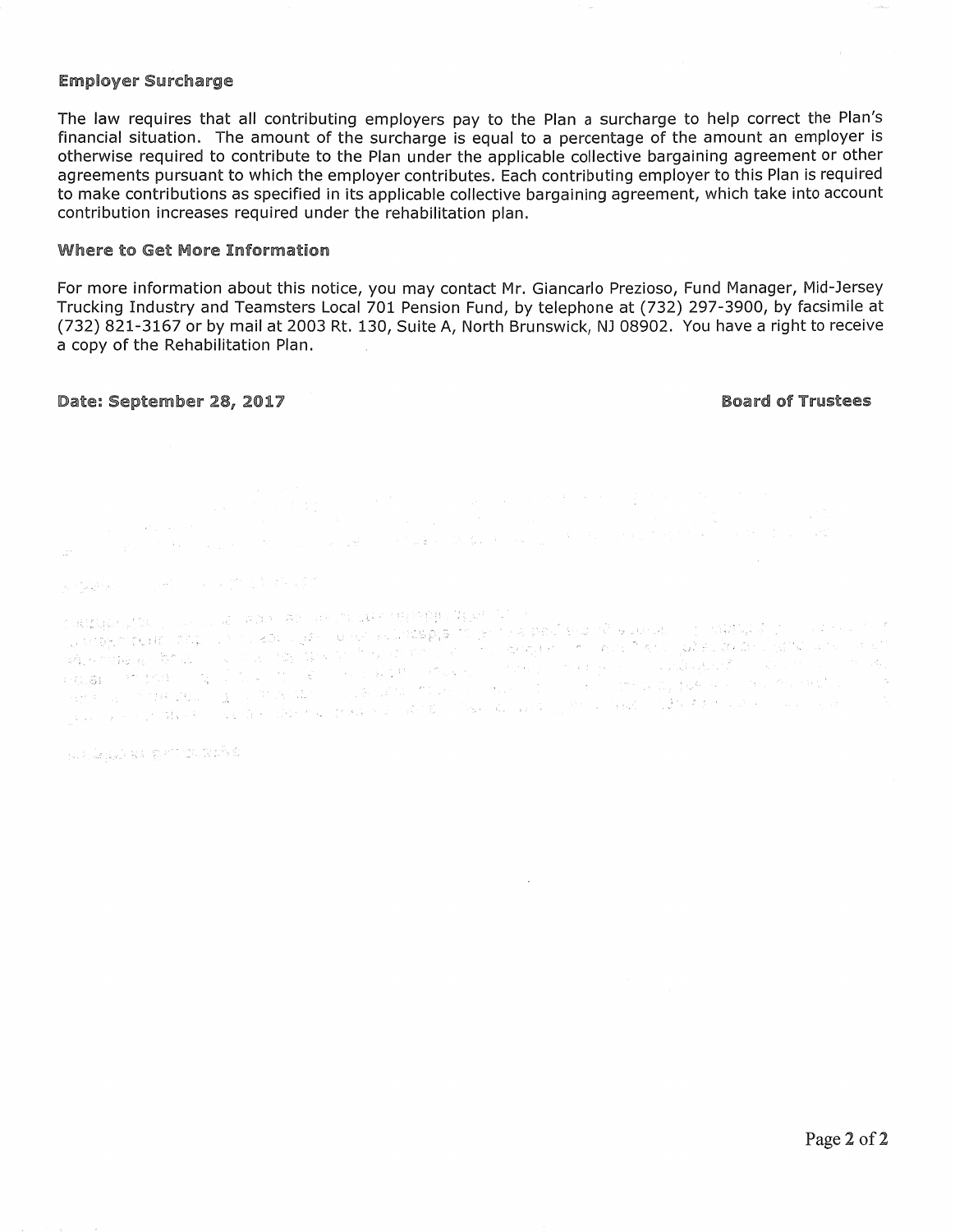### Employer Surcharge

The law requires that all contributing employers pay to the Plan a surcharge to help correct the Plan's financial situation. The amount of the surcharge is equal to a percentage of the amount an employer is otherwise required to contribute to the Plan under the applicable collective bargaining agreement or other agreements pursuant to which the employer contributes. Each contributing employer to this Plan is required to make contributions as specified in its applicable collective bargaining agreement, which take into account contribution increases required under the rehabilitation plan.

### Where to Get More Information

For more information about this notice, you may contact Mr. Giancarlo Prezioso, Fund Manager, Mid-Jersey Trucking Industry and Teamsters Local 701 Pension Fund, by telephone at (732) 297-3900, by facsimile at (732) 821-3167 or by mail at 2003 Rt. 130, Suite A, North Brunswick, NJ 08902. You have a right to receive a copy of the Rehabilitation Plan.

**Date: September 28, 2017** **Board of Trustees**